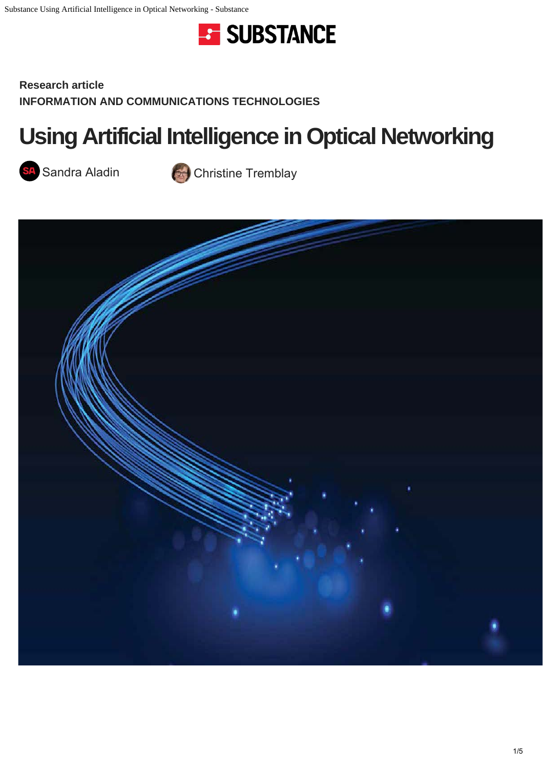**Research article**

**INFORMATION AND COMMUNICATIONS TECHNOLOGIES**

# Using Artificial Intelligence in Optical Networking

Sandra Aladin Christine Tremblay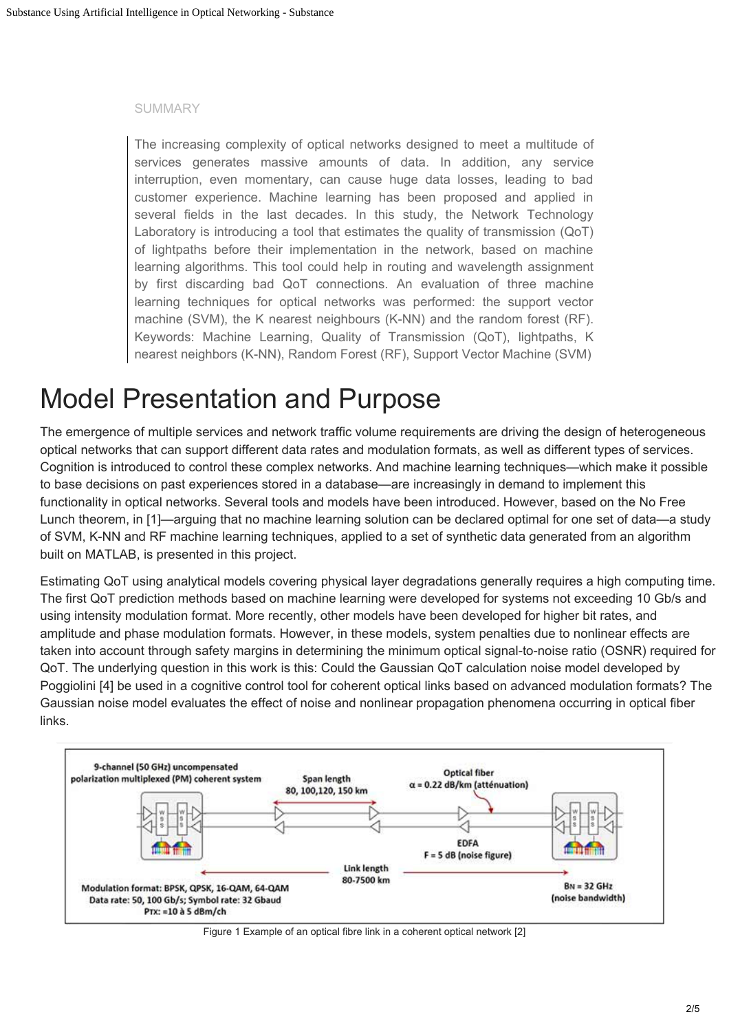SUMMARY

> The increasing complexity of optical networks designed to meet a multitude of services generates massive amounts of data. In addition, any service interruption, even momentary, can cause huge data losses, leading to bad customer experience. Machine learning has been proposed and applied in several fields in the last decades. In this study, the Network Technology Laboratory is introducing a tool that estimates the quality of transmission (QoT) of lightpaths before their implementation in the network, based on machine learning algorithms. This tool could help in routing and wavelength assignment by first discarding bad QoT connections. An evaluation of three machine learning techniques for optical networks was performed: the support vector machine (SVM), the K nearest neighbours (K-NN) and the random forest (RF). Keywords: Machine Learning, Quality of Transmission (QoT), lightpaths, K nearest neighbors (K-NN), Random Forest (RF), Support Vector Machine (SVM)

# Model Presentation and Purpose

The emergence of multiple services and network traffic volume requirements are driving the design of heterogeneous optical networks that can support different data rates and modulation formats, as well as different types of services. Cognition is introduced to control these complex networks. And machine learning techniques—which make it possible to base decisions on past experiences stored in a database—are increasingly in demand to implement this functionality in optical networks. Several tools and models have been introduced. However, based on the No Free Lunch theorem, in [1]—arguing that no machine learning solution can be declared optimal for one set of data—a study of SVM, K-NN and RF machine learning techniques, applied to a set of synthetic data generated from an algorithm built on MATLAB, is presented in this project.

Estimating QoT using analytical models covering physical layer degradations generally requires a high computing time. The first QoT prediction methods based on machine learning were developed for systems not exceeding 10 Gb/s and using intensity modulation format. More recently, other models have been developed for higher bit rates, and amplitude and phase modulation formats. However, in these models, system penalties due to nonlinear effects are taken into account through safety margins in determining the minimum optical signal-to-noise ratio (OSNR) required for QoT. The underlying question in this work is this: Could the Gaussian QoT calculation noise model developed by Poggiolini [4] be used in a cognitive control tool for coherent optical links based on advanced modulation formats? The Gaussian noise model evaluates the effect of noise and nonlinear propagation phenomena occurring in optical fiber links.

9-channel (50 GHz) uncompensated polarization multiplexed (PM) coherent system

Span length 80, 100,120, 150 km

Optical fiber $\alpha$ = 0.22 dB/km (atténuation)

EDFA F = 5 dB (noise figure)

Link length 80-7500 km

Modulation format: BPSK, QPSK, 16-QAM, 64-QAM
Data rate: 50, 100 Gb/s; Symbol rate: 32 Gbaud
$P_{TX}$: =10 à 5 dBm/ch

$B_N$ = 32 GHz (noise bandwidth)

Figure 1 Example of an optical fibre link in a coherent optical network [2]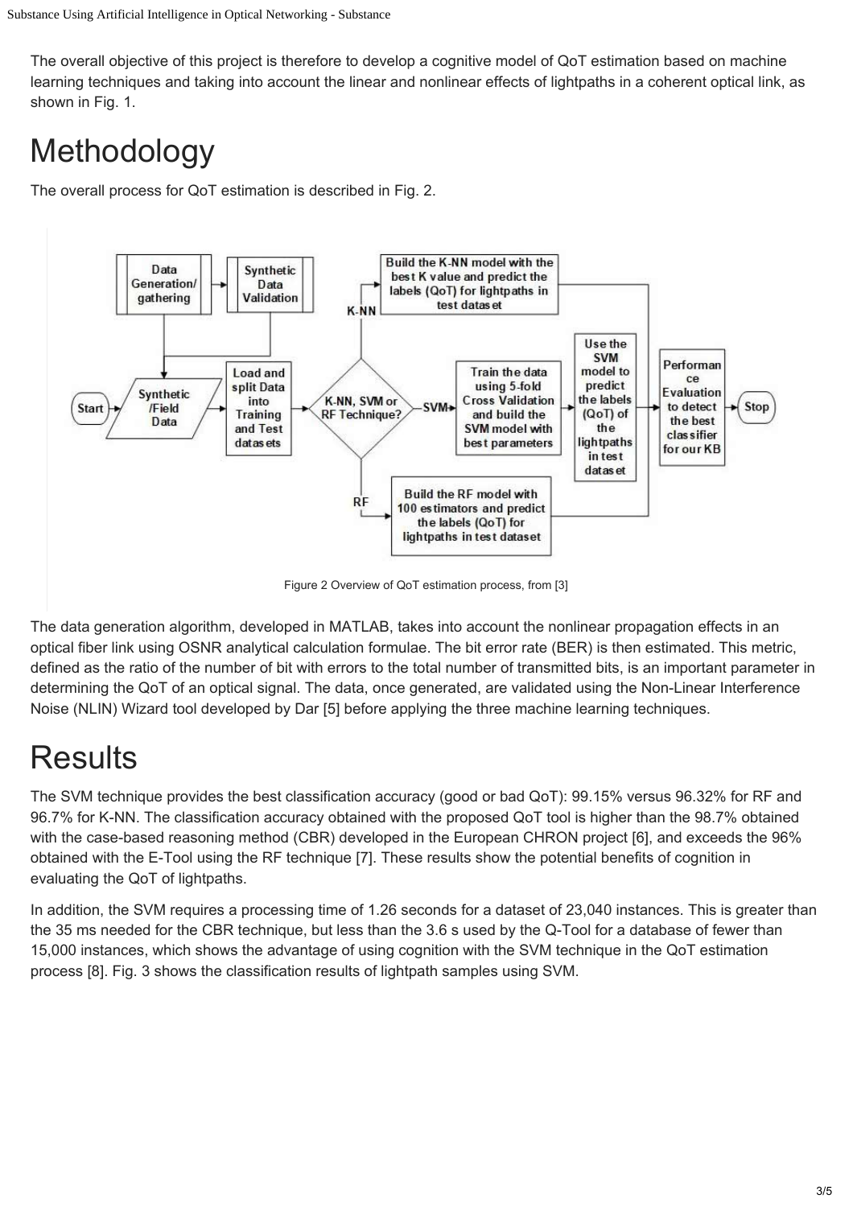The overall objective of this project is therefore to develop a cognitive model of QoT estimation based on machine learning techniques and taking into account the linear and nonlinear effects of lightpaths in a coherent optical link, as shown in Fig. 1.

# Methodology

The overall process for QoT estimation is described in Fig. 2.

Figure 2 Overview of QoT estimation process, from [3]

The data generation algorithm, developed in MATLAB, takes into account the nonlinear propagation effects in an optical fiber link using OSNR analytical calculation formulae. The bit error rate (BER) is then estimated. This metric, defined as the ratio of the number of bit with errors to the total number of transmitted bits, is an important parameter in determining the QoT of an optical signal. The data, once generated, are validated using the Non-Linear Interference Noise (NLIN) Wizard tool developed by Dar [5] before applying the three machine learning techniques.

# Results

The SVM technique provides the best classification accuracy (good or bad QoT): 99.15% versus 96.32% for RF and 96.7% for K-NN. The classification accuracy obtained with the proposed QoT tool is higher than the 98.7% obtained with the case-based reasoning method (CBR) developed in the European CHRON project [6], and exceeds the 96% obtained with the E-Tool using the RF technique [7]. These results show the potential benefits of cognition in evaluating the QoT of lightpaths.

In addition, the SVM requires a processing time of 1.26 seconds for a dataset of 23,040 instances. This is greater than the 35 ms needed for the CBR technique, but less than the 3.6 s used by the Q-Tool for a database of fewer than 15,000 instances, which shows the advantage of using cognition with the SVM technique in the QoT estimation process [8]. Fig. 3 shows the classification results of lightpath samples using SVM.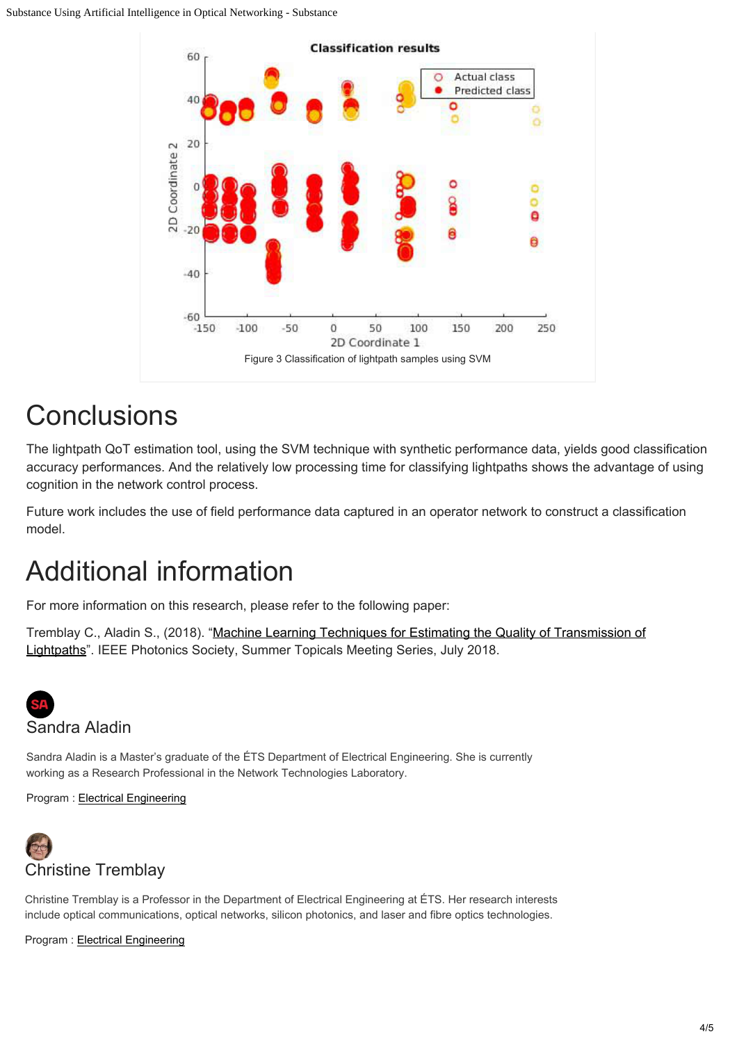Figure 3 Classification of lightpath samples using SVM

# Conclusions

The lightpath QoT estimation tool, using the SVM technique with synthetic performance data, yields good classification accuracy performances. And the relatively low processing time for classifying lightpaths shows the advantage of using cognition in the network control process.

Future work includes the use of field performance data captured in an operator network to construct a classification model.

# Additional information

For more information on this research, please refer to the following paper:

Tremblay C., Aladin S., (2018). "Machine Learning Techniques for Estimating the Quality of Transmission of Lightpaths". IEEE Photonics Society, Summer Topicals Meeting Series, July 2018.

## Sandra Aladin

Sandra Aladin is a Master's graduate of the ÉTS Department of Electrical Engineering. She is currently working as a Research Professional in the Network Technologies Laboratory.

Program : Electrical Engineering

## Christine Tremblay

Christine Tremblay is a Professor in the Department of Electrical Engineering at ÉTS. Her research interests include optical communications, optical networks, silicon photonics, and laser and fibre optics technologies.

Program : Electrical Engineering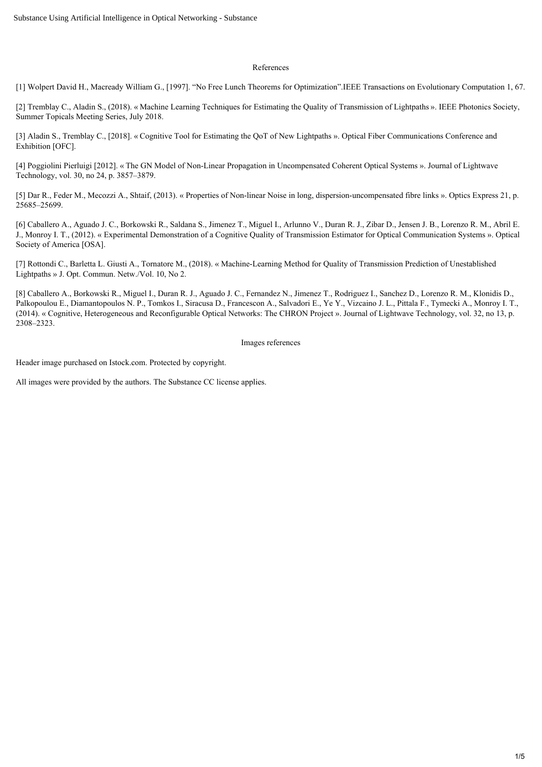## References

[1] Wolpert David H., Macready William G., [1997]. “No Free Lunch Theorems for Optimization”.IEEE Transactions on Evolutionary Computation 1, 67.

[2] Tremblay C., Aladin S., (2018). « Machine Learning Techniques for Estimating the Quality of Transmission of Lightpaths ». IEEE Photonics Society, Summer Topicals Meeting Series, July 2018.

[3] Aladin S., Tremblay C., [2018]. « Cognitive Tool for Estimating the QoT of New Lightpaths ». Optical Fiber Communications Conference and Exhibition [OFC].

[4] Poggiolini Pierluigi [2012]. « The GN Model of Non-Linear Propagation in Uncompensated Coherent Optical Systems ». Journal of Lightwave Technology, vol. 30, no 24, p. 3857–3879.

[5] Dar R., Feder M., Mecozzi A., Shtaif, (2013). « Properties of Non-linear Noise in long, dispersion-uncompensated fibre links ». Optics Express 21, p. 25685–25699.

[6] Caballero A., Aguado J. C., Borkowski R., Saldana S., Jimenez T., Miguel I., Arlunno V., Duran R. J., Zibar D., Jensen J. B., Lorenzo R. M., Abril E. J., Monroy I. T., (2012). « Experimental Demonstration of a Cognitive Quality of Transmission Estimator for Optical Communication Systems ». Optical Society of America [OSA].

[7] Rottondi C., Barletta L. Giusti A., Tornatore M., (2018). « Machine-Learning Method for Quality of Transmission Prediction of Unestablished Lightpaths » J. Opt. Commun. Netw./Vol. 10, No 2.

[8] Caballero A., Borkowski R., Miguel I., Duran R. J., Aguado J. C., Fernandez N., Jimenez T., Rodriguez I., Sanchez D., Lorenzo R. M., Klonidis D., Palkopoulou E., Diamantopoulos N. P., Tomkos I., Siracusa D., Francescon A., Salvadori E., Ye Y., Vizcaino J. L., Pittala F., Tymecki A., Monroy I. T., (2014). « Cognitive, Heterogeneous and Reconfigurable Optical Networks: The CHRON Project ». Journal of Lightwave Technology, vol. 32, no 13, p. 2308–2323.

## Images references

Header image purchased on Istock.com. Protected by copyright.

All images were provided by the authors. The Substance CC license applies.